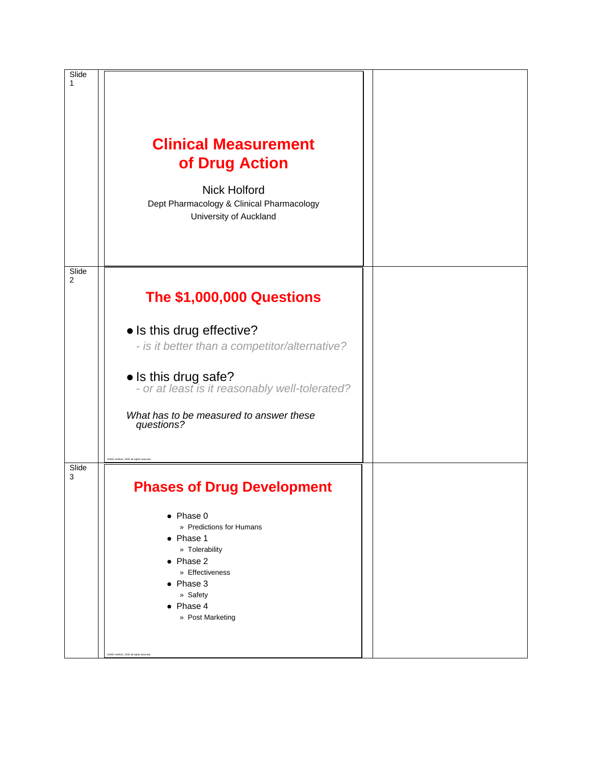Slide 1

# Clinical Measurement of Drug Action

Nick Holford
Dept Pharmacology & Clinical Pharmacology
University of Auckland

Slide 2

## The $1,000,000 Questions

- Is this drug effective?
  - *- is it better than a competitor/alternative?*
- Is this drug safe?
  - *- or at least is it reasonably well-tolerated?*

*What has to be measured to answer these questions?*

©NHG Holford, 2020 all rights reserved.

Slide 3

## Phases of Drug Development

- Phase 0
  - » Predictions for Humans
- Phase 1
  - » Tolerability
- Phase 2
  - » Effectiveness
- Phase 3
  - » Safety
- Phase 4
  - » Post Marketing

©NHG Holford, 2020 all rights reserved.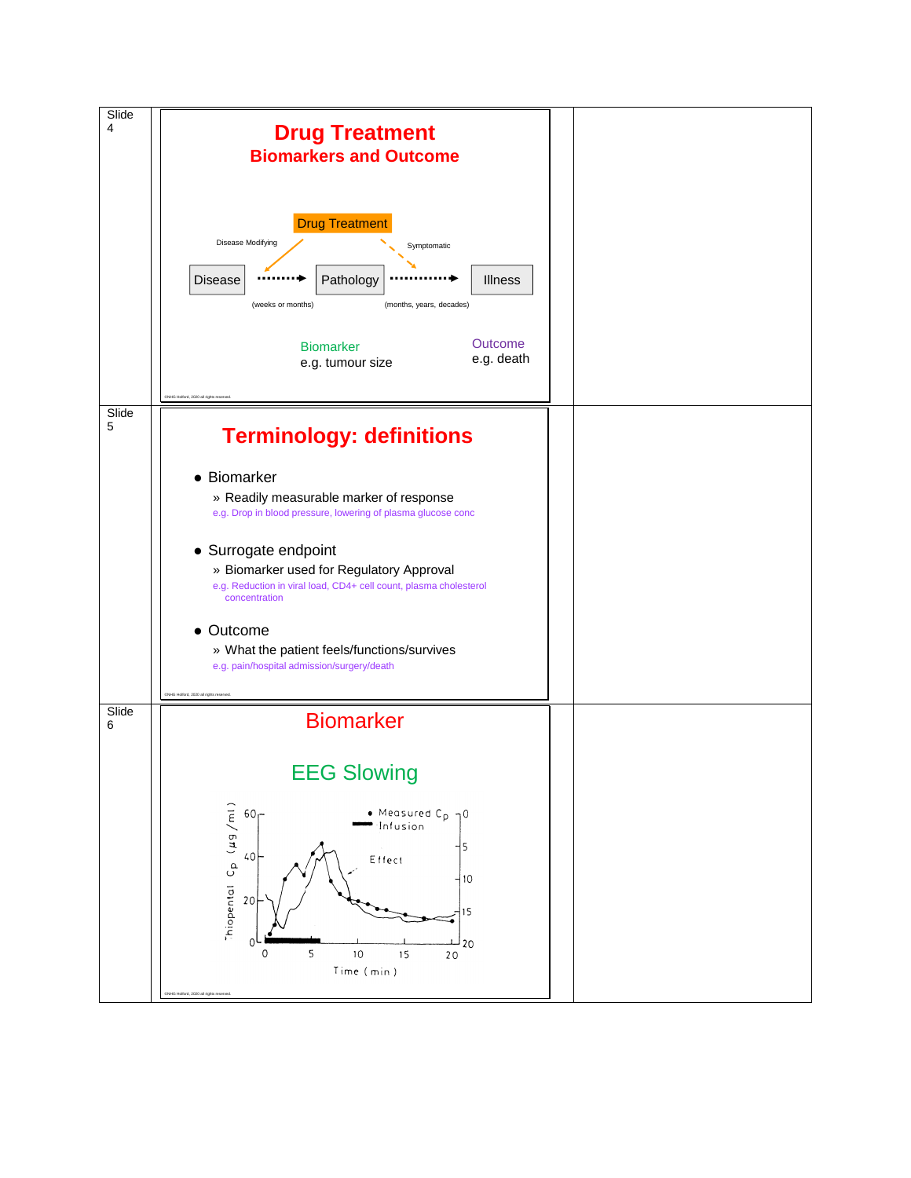| | | |
|---|---|---|
| Slide 4 | **Drug Treatment** **Biomarkers and Outcome** Drug Treatment; Disease Modifying; Symptomatic; Disease → Pathology → Illness; (weeks or months); (months, years, decades); Biomarker e.g. tumour size; Outcome e.g. death | |
| Slide 5 | **Terminology: definitions** • Biomarker » Readily measurable marker of response e.g. Drop in blood pressure, lowering of plasma glucose conc • Surrogate endpoint » Biomarker used for Regulatory Approval e.g. Reduction in viral load, CD4+ cell count, plasma cholesterol concentration • Outcome » What the patient feels/functions/survives e.g. pain/hospital admission/surgery/death | |
| Slide 6 | **Biomarker** **EEG Slowing** Thiopental $C_p$ (µg/ml); • Measured $C_p$; Infusion; Effect; Time (min) | |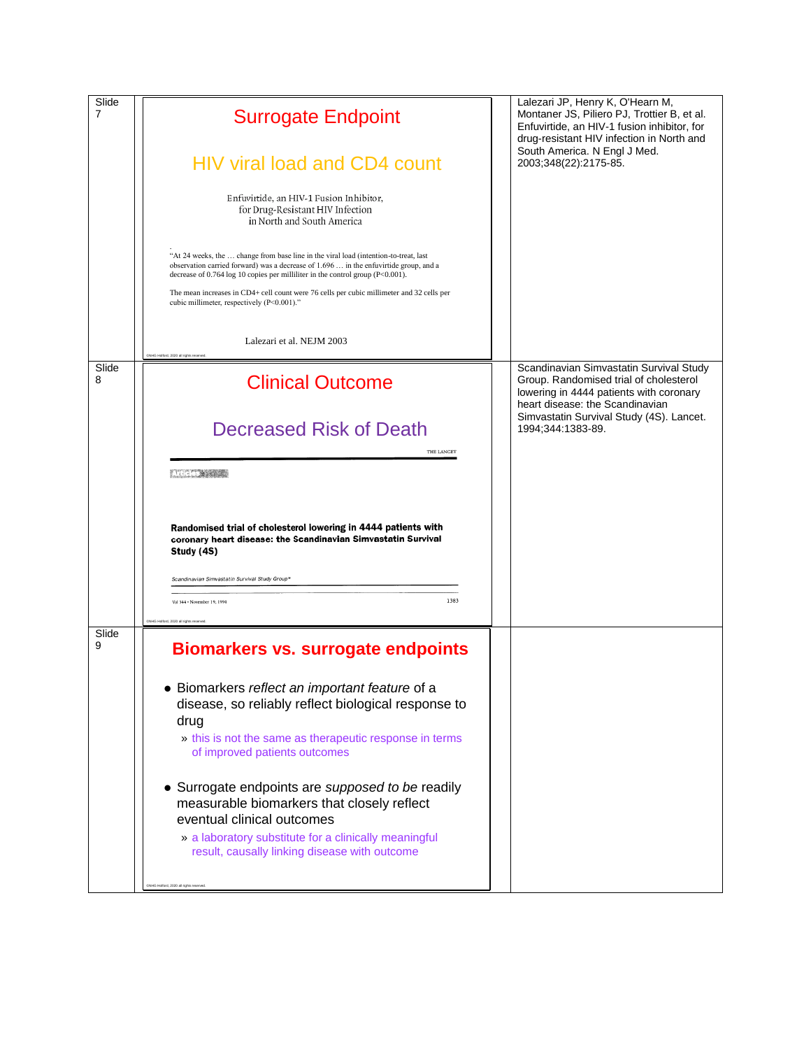| | | |
|---|---|---|
| Slide 7 | **Surrogate Endpoint**<br><br>HIV viral load and CD4 count<br><br>Enfuvirtide, an HIV-1 Fusion Inhibitor, for Drug-Resistant HIV Infection in North and South America<br><br>"At 24 weeks, the … change from base line in the viral load (intention-to-treat, last observation carried forward) was a decrease of 1.696 … in the enfuvirtide group, and a decrease of 0.764 log 10 copies per milliliter in the control group (P<0.001).<br><br>The mean increases in CD4+ cell count were 76 cells per cubic millimeter and 32 cells per cubic millimeter, respectively (P<0.001)."<br><br>Lalezari et al. NEJM 2003<br><br>©NHG Holford, 2020 all rights reserved. | Lalezari JP, Henry K, O'Hearn M, Montaner JS, Piliero PJ, Trottier B, et al. Enfuvirtide, an HIV-1 fusion inhibitor, for drug-resistant HIV infection in North and South America. N Engl J Med. 2003;348(22):2175-85. |
| Slide 8 | **Clinical Outcome**<br><br>Decreased Risk of Death<br><br>THE LANCET<br><br>Articles<br><br>**Randomised trial of cholesterol lowering in 4444 patients with coronary heart disease: the Scandinavian Simvastatin Survival Study (4S)**<br><br>*Scandinavian Simvastatin Survival Study Group\**<br><br>Vol 344 • November 19, 1994 1383<br><br>©NHG Holford, 2020 all rights reserved. | Scandinavian Simvastatin Survival Study Group. Randomised trial of cholesterol lowering in 4444 patients with coronary heart disease: the Scandinavian Simvastatin Survival Study (4S). Lancet. 1994;344:1383-89. |
| Slide 9 | **Biomarkers vs. surrogate endpoints**<br><br>• Biomarkers *reflect an important feature* of a disease, so reliably reflect biological response to drug<br>» this is not the same as therapeutic response in terms of improved patients outcomes<br><br>• Surrogate endpoints are *supposed to be* readily measurable biomarkers that closely reflect eventual clinical outcomes<br>» a laboratory substitute for a clinically meaningful result, causally linking disease with outcome<br><br>©NHG Holford, 2020 all rights reserved. | |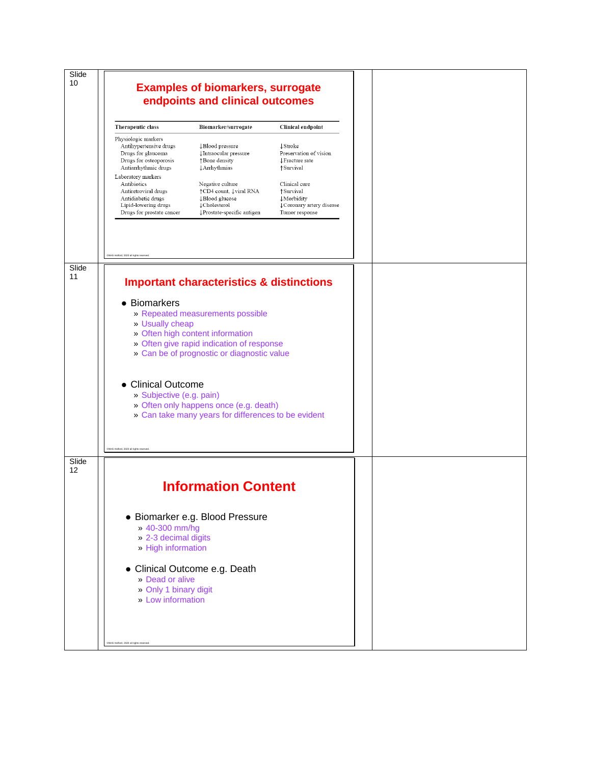Slide 10

## Examples of biomarkers, surrogate endpoints and clinical outcomes

| Therapeutic class | Biomarker/surrogate | Clinical endpoint |
|---|---|---|
| Physiologic markers | | |
| Antihypertensive drugs | ↓Blood pressure | ↓Stroke |
| Drugs for glaucoma | ↓Intraocular pressure | Preservation of vision |
| Drugs for osteoporosis | ↑Bone density | ↓Fracture rate |
| Antiarrhythmic drugs | ↓Arrhythmias | ↑Survival |
| Laboratory markers | | |
| Antibiotics | Negative culture | Clinical cure |
| Antiretroviral drugs | ↑CD4 count, ↓viral RNA | ↑Survival |
| Antidiabetic drugs | ↓Blood glucose | ↓Morbidity |
| Lipid-lowering drugs | ↓Cholesterol | ↓Coronary artery disease |
| Drugs for prostate cancer | ↓Prostate-specific antigen | Tumor response |

Slide 11

## Important characteristics & distinctions

- Biomarkers
  - Repeated measurements possible
  - Usually cheap
  - Often high content information
  - Often give rapid indication of response
  - Can be of prognostic or diagnostic value
- Clinical Outcome
  - Subjective (e.g. pain)
  - Often only happens once (e.g. death)
  - Can take many years for differences to be evident

Slide 12

## Information Content

- Biomarker e.g. Blood Pressure
  - 40-300 mm/hg
  - 2-3 decimal digits
  - High information
- Clinical Outcome e.g. Death
  - Dead or alive
  - Only 1 binary digit
  - Low information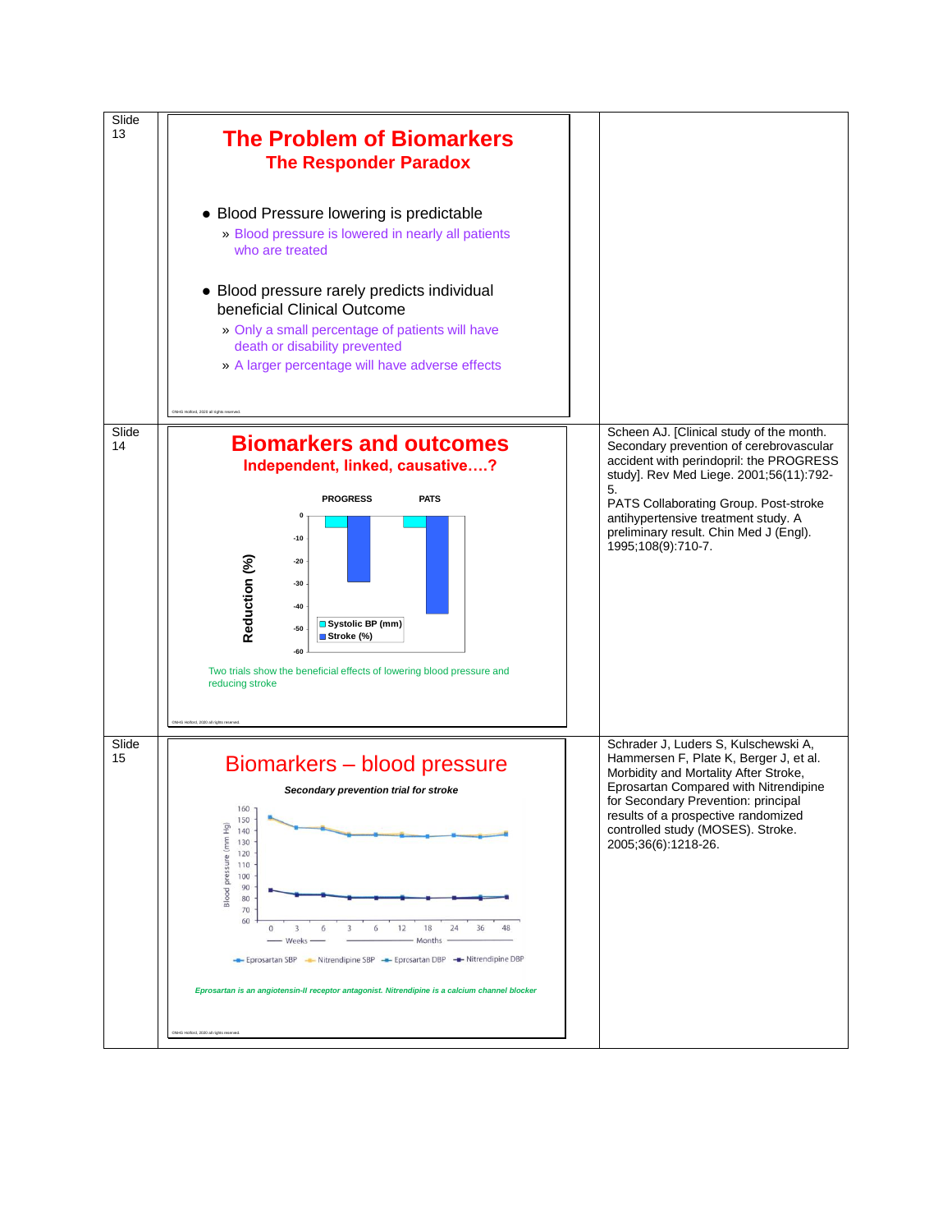| | | |
|---|---|---|
| Slide 13 | **The Problem of Biomarkers**<br>**The Responder Paradox**<br><br>• Blood Pressure lowering is predictable<br>» Blood pressure is lowered in nearly all patients who are treated<br><br>• Blood pressure rarely predicts individual beneficial Clinical Outcome<br>» Only a small percentage of patients will have death or disability prevented<br>» A larger percentage will have adverse effects | |
| Slide 14 | **Biomarkers and outcomes**<br>**Independent, linked, causative….?**<br><br>PROGRESS PATS<br>Reduction (%)<br>0, -10, -20, -30, -40, -50, -60<br>Systolic BP (mm)<br>Stroke (%)<br><br>Two trials show the beneficial effects of lowering blood pressure and reducing stroke | Scheen AJ. [Clinical study of the month. Secondary prevention of cerebrovascular accident with perindopril: the PROGRESS study]. Rev Med Liege. 2001;56(11):792-5.<br>PATS Collaborating Group. Post-stroke antihypertensive treatment study. A preliminary result. Chin Med J (Engl). 1995;108(9):710-7. |
| Slide 15 | **Biomarkers – blood pressure**<br>*Secondary prevention trial for stroke*<br><br>Blood pressure (mm Hg)<br>160, 150, 140, 130, 120, 110, 100, 90, 80, 70, 60<br>0 3 6 — Weeks — 3 6 12 18 24 36 48 — Months<br>Eprosartan SBP, Nitrendipine SBP, Eprosartan DBP, Nitrendipine DBP<br><br>*Eprosartan is an angiotensin-II receptor antagonist. Nitrendipine is a calcium channel blocker* | Schrader J, Luders S, Kulschewski A, Hammersen F, Plate K, Berger J, et al. Morbidity and Mortality After Stroke, Eprosartan Compared with Nitrendipine for Secondary Prevention: principal results of a prospective randomized controlled study (MOSES). Stroke. 2005;36(6):1218-26. |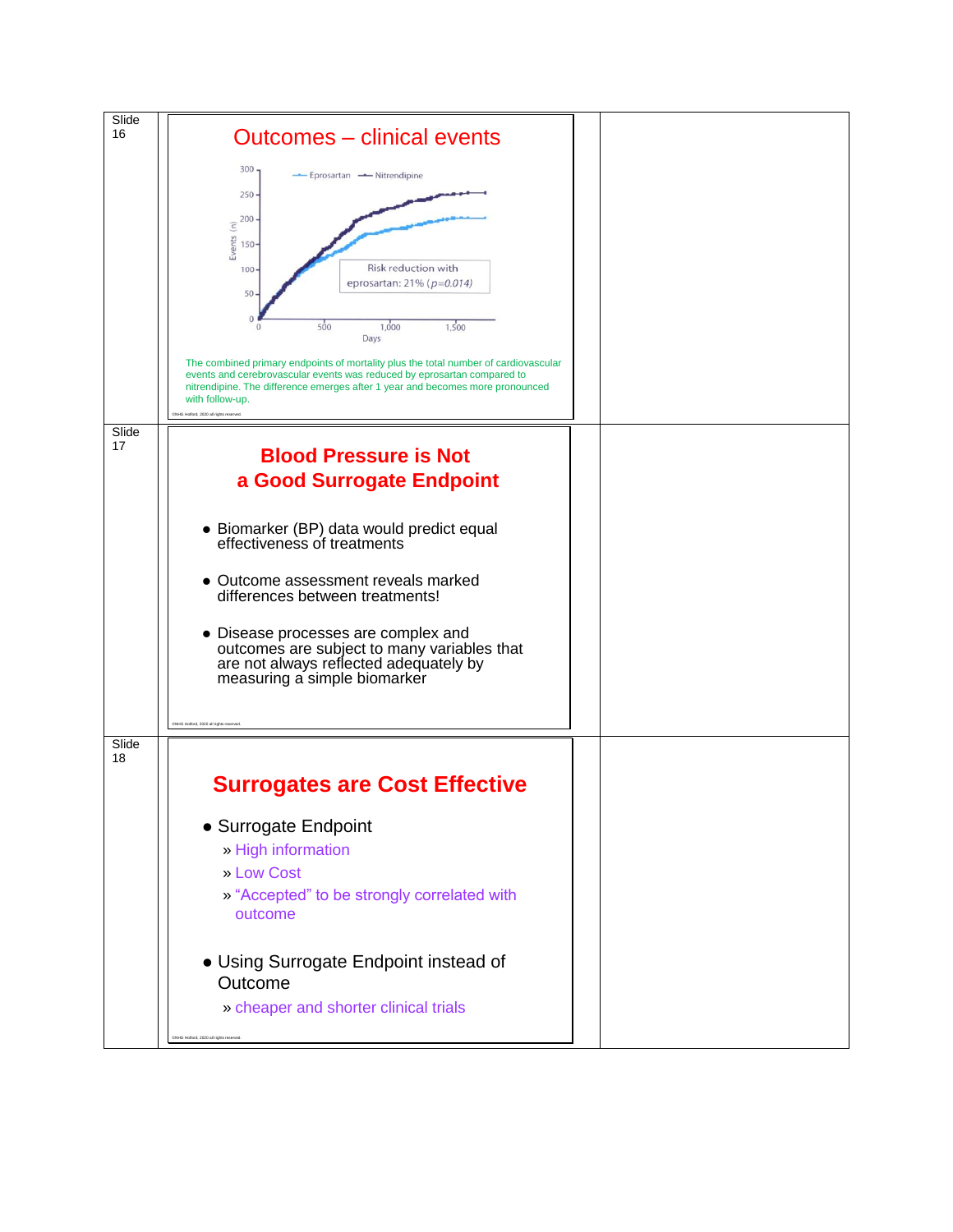Slide 16

## Outcomes – clinical events

Eprosartan — Nitrendipine

Events (n): 0, 50, 100, 150, 200, 250, 300

Days: 0, 500, 1,000, 1,500

Risk reduction with eprosartan: 21% ($p$=0.014)

The combined primary endpoints of mortality plus the total number of cardiovascular events and cerebrovascular events was reduced by eprosartan compared to nitrendipine. The difference emerges after 1 year and becomes more pronounced with follow-up.

©NHG Holford, 2020 all rights reserved.

Slide 17

## Blood Pressure is Not a Good Surrogate Endpoint

- Biomarker (BP) data would predict equal effectiveness of treatments
- Outcome assessment reveals marked differences between treatments!
- Disease processes are complex and outcomes are subject to many variables that are not always reflected adequately by measuring a simple biomarker

©NHG Holford, 2020 all rights reserved.

Slide 18

## Surrogates are Cost Effective

- Surrogate Endpoint
  - » High information
  - » Low Cost
  - » "Accepted" to be strongly correlated with outcome
- Using Surrogate Endpoint instead of Outcome
  - » cheaper and shorter clinical trials

©NHG Holford, 2020 all rights reserved.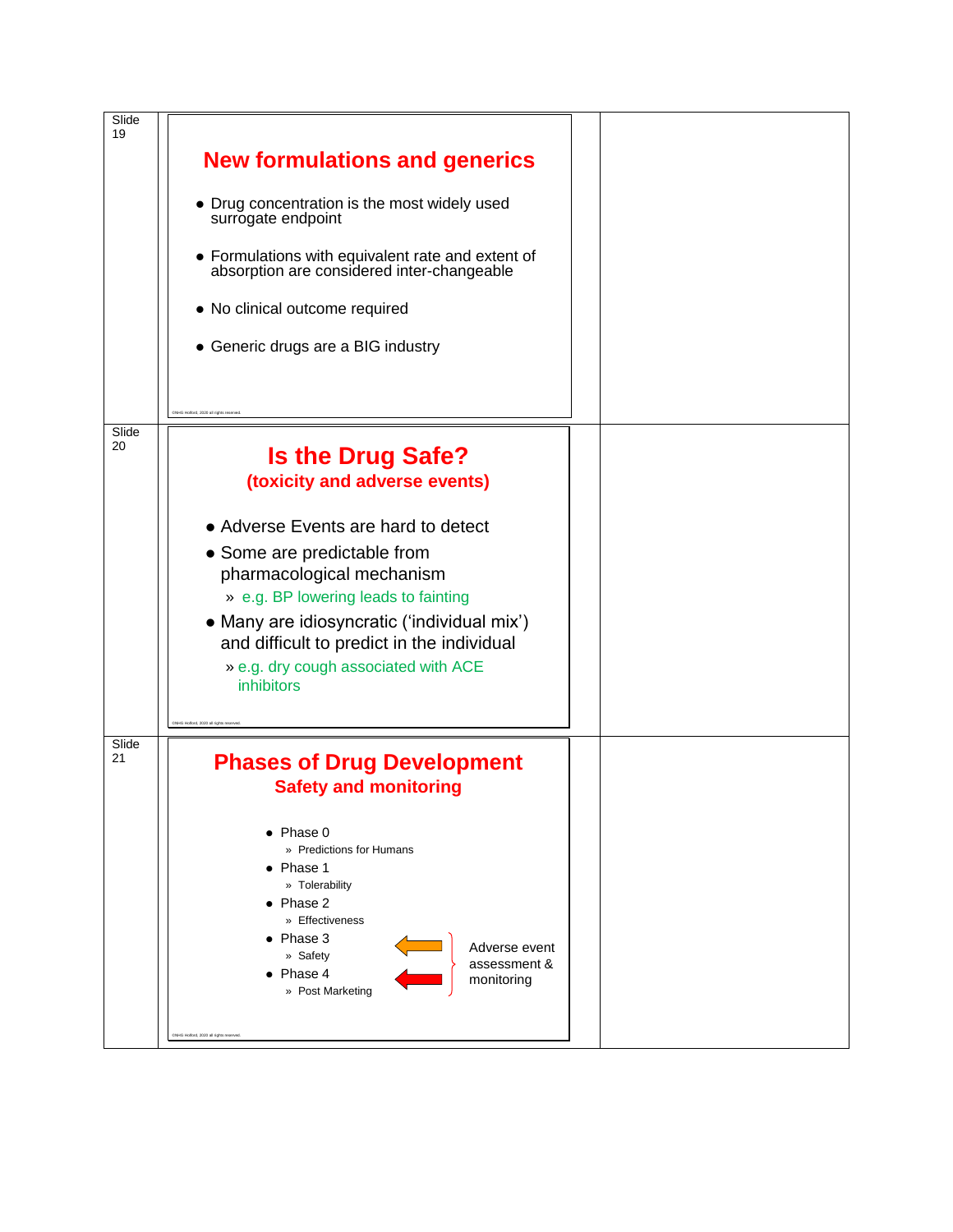Slide 19

## New formulations and generics

- Drug concentration is the most widely used surrogate endpoint
- Formulations with equivalent rate and extent of absorption are considered inter-changeable
- No clinical outcome required
- Generic drugs are a BIG industry

Slide 20

## Is the Drug Safe?
### (toxicity and adverse events)

- Adverse Events are hard to detect
- Some are predictable from pharmacological mechanism
  - e.g. BP lowering leads to fainting
- Many are idiosyncratic ('individual mix') and difficult to predict in the individual
  - e.g. dry cough associated with ACE inhibitors

Slide 21

## Phases of Drug Development
### Safety and monitoring

- Phase 0
  - Predictions for Humans
- Phase 1
  - Tolerability
- Phase 2
  - Effectiveness
- Phase 3
  - Safety
- Phase 4
  - Post Marketing

Phase 3 and Phase 4: Adverse event assessment & monitoring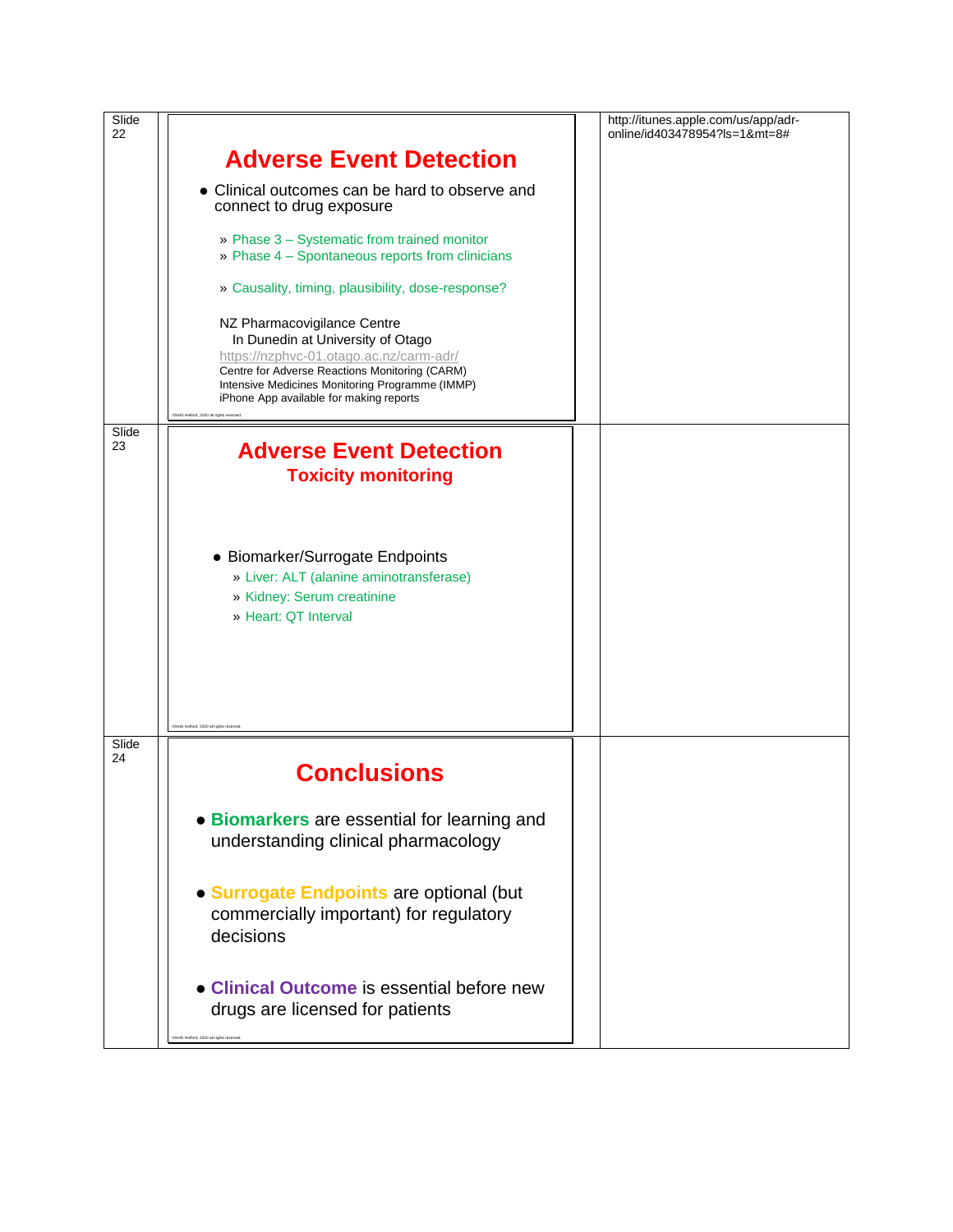Slide 22

## Adverse Event Detection

- Clinical outcomes can be hard to observe and connect to drug exposure
  - » Phase 3 – Systematic from trained monitor
  - » Phase 4 – Spontaneous reports from clinicians
  - » Causality, timing, plausibility, dose-response?

NZ Pharmacovigilance Centre
In Dunedin at University of Otago
https://nzphvc-01.otago.ac.nz/carm-adr/
Centre for Adverse Reactions Monitoring (CARM)
Intensive Medicines Monitoring Programme (IMMP)
iPhone App available for making reports

©NHG Holford, 2020 all rights reserved.

http://itunes.apple.com/us/app/adr-online/id403478954?ls=1&mt=8#

Slide 23

## Adverse Event Detection

### Toxicity monitoring

- Biomarker/Surrogate Endpoints
  - » Liver: ALT (alanine aminotransferase)
  - » Kidney: Serum creatinine
  - » Heart: QT Interval

©NHG Holford, 2020 all rights reserved.

Slide 24

## Conclusions

- **Biomarkers** are essential for learning and understanding clinical pharmacology
- **Surrogate Endpoints** are optional (but commercially important) for regulatory decisions
- **Clinical Outcome** is essential before new drugs are licensed for patients

©NHG Holford, 2020 all rights reserved.